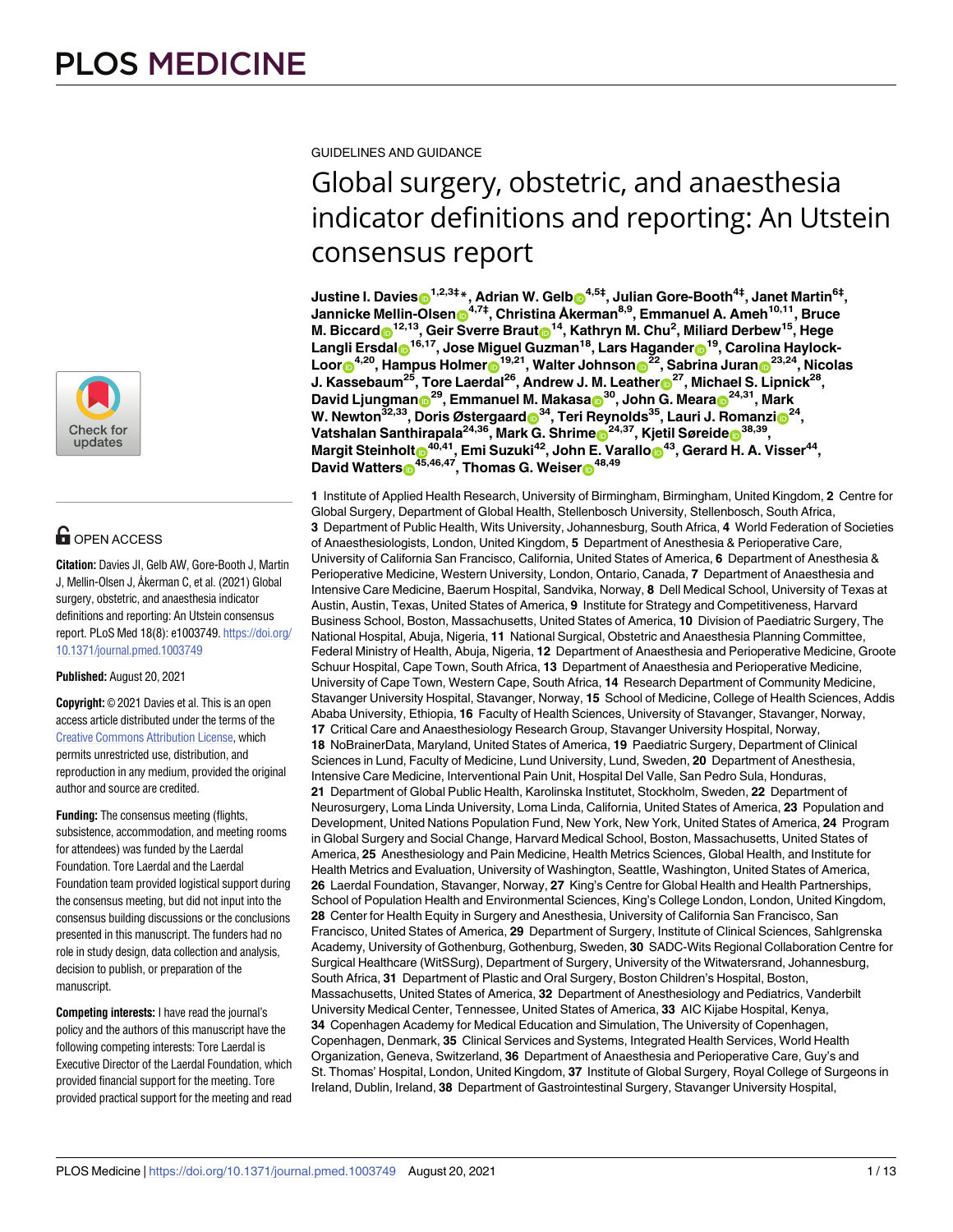PLOS MEDICINE

GUIDELINES AND GUIDANCE

# Global surgery, obstetric, and anaesthesia indicator definitions and reporting: An Utstein consensus report

**Justine I. Davies[1,2,3‡]*, Adrian W. Gelb[4,5‡], Julian Gore-Booth[4‡], Janet Martin[6‡], Jannicke Mellin-Olsen[4,7‡], Christina Åkerman[8,9], Emmanuel A. Ameh[10,11], Bruce M. Biccard[12,13], Geir Sverre Braut[14], Kathryn M. Chu[2], Miliard Derbew[15], Hege Langli Ersdal[16,17], Jose Miguel Guzman[18], Lars Hagander[19], Carolina Haylock-Loor[4,20], Hampus Holmer[19,21], Walter Johnson[22], Sabrina Juran[23,24], Nicolas J. Kassebaum[25], Tore Laerdal[26], Andrew J. M. Leather[27], Michael S. Lipnick[28], David Ljungman[29], Emmanuel M. Makasa[30], John G. Meara[24,31], Mark W. Newton[32,33], Doris Østergaard[34], Teri Reynolds[35], Lauri J. Romanzi[24], Vatshalan Santhirapala[24,36], Mark G. Shrime[24,37], Kjetil Søreide[38,39], Margit Steinholt[40,41], Emi Suzuki[42], John E. Varallo[43], Gerard H. A. Visser[44], David Watters[45,46,47], Thomas G. Weiser[48,49]**

**1** Institute of Applied Health Research, University of Birmingham, Birmingham, United Kingdom, **2** Centre for Global Surgery, Department of Global Health, Stellenbosch University, Stellenbosch, South Africa, **3** Department of Public Health, Wits University, Johannesburg, South Africa, **4** World Federation of Societies of Anaesthesiologists, London, United Kingdom, **5** Department of Anesthesia & Perioperative Care, University of California San Francisco, California, United States of America, **6** Department of Anesthesia & Perioperative Medicine, Western University, London, Ontario, Canada, **7** Department of Anaesthesia and Intensive Care Medicine, Baerum Hospital, Sandvika, Norway, **8** Dell Medical School, University of Texas at Austin, Austin, Texas, United States of America, **9** Institute for Strategy and Competitiveness, Harvard Business School, Boston, Massachusetts, United States of America, **10** Division of Paediatric Surgery, The National Hospital, Abuja, Nigeria, **11** National Surgical, Obstetric and Anaesthesia Planning Committee, Federal Ministry of Health, Abuja, Nigeria, **12** Department of Anaesthesia and Perioperative Medicine, Groote Schuur Hospital, Cape Town, South Africa, **13** Department of Anaesthesia and Perioperative Medicine, University of Cape Town, Western Cape, South Africa, **14** Research Department of Community Medicine, Stavanger University Hospital, Stavanger, Norway, **15** School of Medicine, College of Health Sciences, Addis Ababa University, Ethiopia, **16** Faculty of Health Sciences, University of Stavanger, Stavanger, Norway, **17** Critical Care and Anaesthesiology Research Group, Stavanger University Hospital, Norway, **18** NoBrainerData, Maryland, United States of America, **19** Paediatric Surgery, Department of Clinical Sciences in Lund, Faculty of Medicine, Lund University, Lund, Sweden, **20** Department of Anesthesia, Intensive Care Medicine, Interventional Pain Unit, Hospital Del Valle, San Pedro Sula, Honduras, **21** Department of Global Public Health, Karolinska Institutet, Stockholm, Sweden, **22** Department of Neurosurgery, Loma Linda University, Loma Linda, California, United States of America, **23** Population and Development, United Nations Population Fund, New York, New York, United States of America, **24** Program in Global Surgery and Social Change, Harvard Medical School, Boston, Massachusetts, United States of America, **25** Anesthesiology and Pain Medicine, Health Metrics Sciences, Global Health, and Institute for Health Metrics and Evaluation, University of Washington, Seattle, Washington, United States of America, **26** Laerdal Foundation, Stavanger, Norway, **27** King's Centre for Global Health and Health Partnerships, School of Population Health and Environmental Sciences, King's College London, London, United Kingdom, **28** Center for Health Equity in Surgery and Anesthesia, University of California San Francisco, San Francisco, United States of America, **29** Department of Surgery, Institute of Clinical Sciences, Sahlgrenska Academy, University of Gothenburg, Gothenburg, Sweden, **30** SADC-Wits Regional Collaboration Centre for Surgical Healthcare (WitSSurg), Department of Surgery, University of the Witwatersrand, Johannesburg, South Africa, **31** Department of Plastic and Oral Surgery, Boston Children's Hospital, Boston, Massachusetts, United States of America, **32** Department of Anesthesiology and Pediatrics, Vanderbilt University Medical Center, Tennessee, United States of America, **33** AIC Kijabe Hospital, Kenya, **34** Copenhagen Academy for Medical Education and Simulation, The University of Copenhagen, Copenhagen, Denmark, **35** Clinical Services and Systems, Integrated Health Services, World Health Organization, Geneva, Switzerland, **36** Department of Anaesthesia and Perioperative Care, Guy's and St. Thomas' Hospital, London, United Kingdom, **37** Institute of Global Surgery, Royal College of Surgeons in Ireland, Dublin, Ireland, **38** Department of Gastrointestinal Surgery, Stavanger University Hospital,

OPEN ACCESS

**Citation:** Davies JI, Gelb AW, Gore-Booth J, Martin J, Mellin-Olsen J, Åkerman C, et al. (2021) Global surgery, obstetric, and anaesthesia indicator definitions and reporting: An Utstein consensus report. PLoS Med 18(8): e1003749. https://doi.org/10.1371/journal.pmed.1003749

**Published:** August 20, 2021

**Copyright:** © 2021 Davies et al. This is an open access article distributed under the terms of the Creative Commons Attribution License, which permits unrestricted use, distribution, and reproduction in any medium, provided the original author and source are credited.

**Funding:** The consensus meeting (flights, subsistence, accommodation, and meeting rooms for attendees) was funded by the Laerdal Foundation. Tore Laerdal and the Laerdal Foundation team provided logistical support during the consensus meeting, but did not input into the consensus building discussions or the conclusions presented in this manuscript. The funders had no role in study design, data collection and analysis, decision to publish, or preparation of the manuscript.

**Competing interests:** I have read the journal's policy and the authors of this manuscript have the following competing interests: Tore Laerdal is Executive Director of the Laerdal Foundation, which provided financial support for the meeting. Tore provided practical support for the meeting and read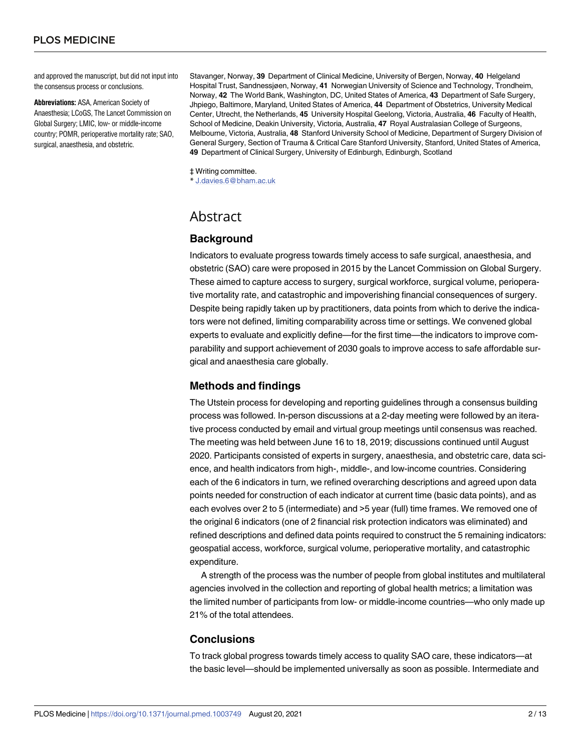and approved the manuscript, but did not input into the consensus process or conclusions.

**Abbreviations:** ASA, American Society of Anaesthesia; LCoGS, The Lancet Commission on Global Surgery; LMIC, low- or middle-income country; POMR, perioperative mortality rate; SAO, surgical, anaesthesia, and obstetric.

Stavanger, Norway, **39** Department of Clinical Medicine, University of Bergen, Norway, **40** Helgeland Hospital Trust, Sandnessjøen, Norway, **41** Norwegian University of Science and Technology, Trondheim, Norway, **42** The World Bank, Washington, DC, United States of America, **43** Department of Safe Surgery, Jhpiego, Baltimore, Maryland, United States of America, **44** Department of Obstetrics, University Medical Center, Utrecht, the Netherlands, **45** University Hospital Geelong, Victoria, Australia, **46** Faculty of Health, School of Medicine, Deakin University, Victoria, Australia, **47** Royal Australasian College of Surgeons, Melbourne, Victoria, Australia, **48** Stanford University School of Medicine, Department of Surgery Division of General Surgery, Section of Trauma & Critical Care Stanford University, Stanford, United States of America, **49** Department of Clinical Surgery, University of Edinburgh, Edinburgh, Scotland

‡ Writing committee.
* J.davies.6@bham.ac.uk

# Abstract

## Background

Indicators to evaluate progress towards timely access to safe surgical, anaesthesia, and obstetric (SAO) care were proposed in 2015 by the Lancet Commission on Global Surgery. These aimed to capture access to surgery, surgical workforce, surgical volume, perioperative mortality rate, and catastrophic and impoverishing financial consequences of surgery. Despite being rapidly taken up by practitioners, data points from which to derive the indicators were not defined, limiting comparability across time or settings. We convened global experts to evaluate and explicitly define—for the first time—the indicators to improve comparability and support achievement of 2030 goals to improve access to safe affordable surgical and anaesthesia care globally.

## Methods and findings

The Utstein process for developing and reporting guidelines through a consensus building process was followed. In-person discussions at a 2-day meeting were followed by an iterative process conducted by email and virtual group meetings until consensus was reached. The meeting was held between June 16 to 18, 2019; discussions continued until August 2020. Participants consisted of experts in surgery, anaesthesia, and obstetric care, data science, and health indicators from high-, middle-, and low-income countries. Considering each of the 6 indicators in turn, we refined overarching descriptions and agreed upon data points needed for construction of each indicator at current time (basic data points), and as each evolves over 2 to 5 (intermediate) and >5 year (full) time frames. We removed one of the original 6 indicators (one of 2 financial risk protection indicators was eliminated) and refined descriptions and defined data points required to construct the 5 remaining indicators: geospatial access, workforce, surgical volume, perioperative mortality, and catastrophic expenditure.

A strength of the process was the number of people from global institutes and multilateral agencies involved in the collection and reporting of global health metrics; a limitation was the limited number of participants from low- or middle-income countries—who only made up 21% of the total attendees.

## Conclusions

To track global progress towards timely access to quality SAO care, these indicators—at the basic level—should be implemented universally as soon as possible. Intermediate and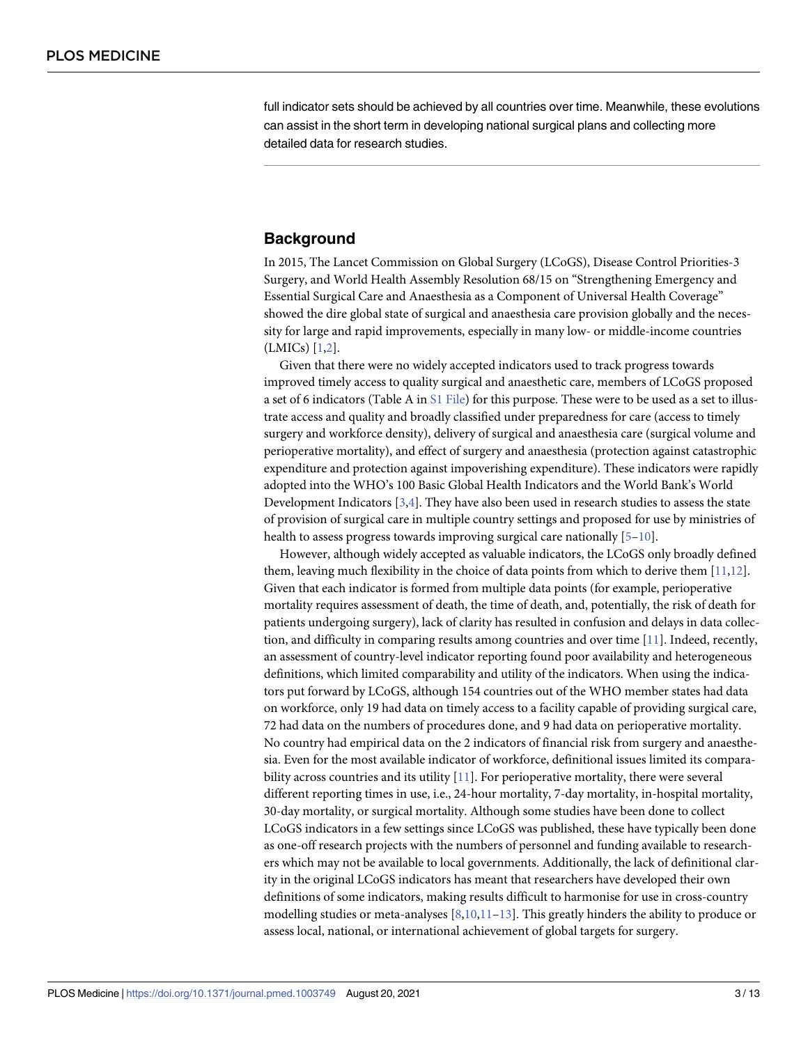full indicator sets should be achieved by all countries over time. Meanwhile, these evolutions can assist in the short term in developing national surgical plans and collecting more detailed data for research studies.

## Background

In 2015, The Lancet Commission on Global Surgery (LCoGS), Disease Control Priorities-3 Surgery, and World Health Assembly Resolution 68/15 on "Strengthening Emergency and Essential Surgical Care and Anaesthesia as a Component of Universal Health Coverage" showed the dire global state of surgical and anaesthesia care provision globally and the necessity for large and rapid improvements, especially in many low- or middle-income countries (LMICs) [1,2].

Given that there were no widely accepted indicators used to track progress towards improved timely access to quality surgical and anaesthetic care, members of LCoGS proposed a set of 6 indicators (Table A in S1 File) for this purpose. These were to be used as a set to illustrate access and quality and broadly classified under preparedness for care (access to timely surgery and workforce density), delivery of surgical and anaesthesia care (surgical volume and perioperative mortality), and effect of surgery and anaesthesia (protection against catastrophic expenditure and protection against impoverishing expenditure). These indicators were rapidly adopted into the WHO's 100 Basic Global Health Indicators and the World Bank's World Development Indicators [3,4]. They have also been used in research studies to assess the state of provision of surgical care in multiple country settings and proposed for use by ministries of health to assess progress towards improving surgical care nationally [5–10].

However, although widely accepted as valuable indicators, the LCoGS only broadly defined them, leaving much flexibility in the choice of data points from which to derive them [11,12]. Given that each indicator is formed from multiple data points (for example, perioperative mortality requires assessment of death, the time of death, and, potentially, the risk of death for patients undergoing surgery), lack of clarity has resulted in confusion and delays in data collection, and difficulty in comparing results among countries and over time [11]. Indeed, recently, an assessment of country-level indicator reporting found poor availability and heterogeneous definitions, which limited comparability and utility of the indicators. When using the indicators put forward by LCoGS, although 154 countries out of the WHO member states had data on workforce, only 19 had data on timely access to a facility capable of providing surgical care, 72 had data on the numbers of procedures done, and 9 had data on perioperative mortality. No country had empirical data on the 2 indicators of financial risk from surgery and anaesthesia. Even for the most available indicator of workforce, definitional issues limited its comparability across countries and its utility [11]. For perioperative mortality, there were several different reporting times in use, i.e., 24-hour mortality, 7-day mortality, in-hospital mortality, 30-day mortality, or surgical mortality. Although some studies have been done to collect LCoGS indicators in a few settings since LCoGS was published, these have typically been done as one-off research projects with the numbers of personnel and funding available to researchers which may not be available to local governments. Additionally, the lack of definitional clarity in the original LCoGS indicators has meant that researchers have developed their own definitions of some indicators, making results difficult to harmonise for use in cross-country modelling studies or meta-analyses [8,10,11–13]. This greatly hinders the ability to produce or assess local, national, or international achievement of global targets for surgery.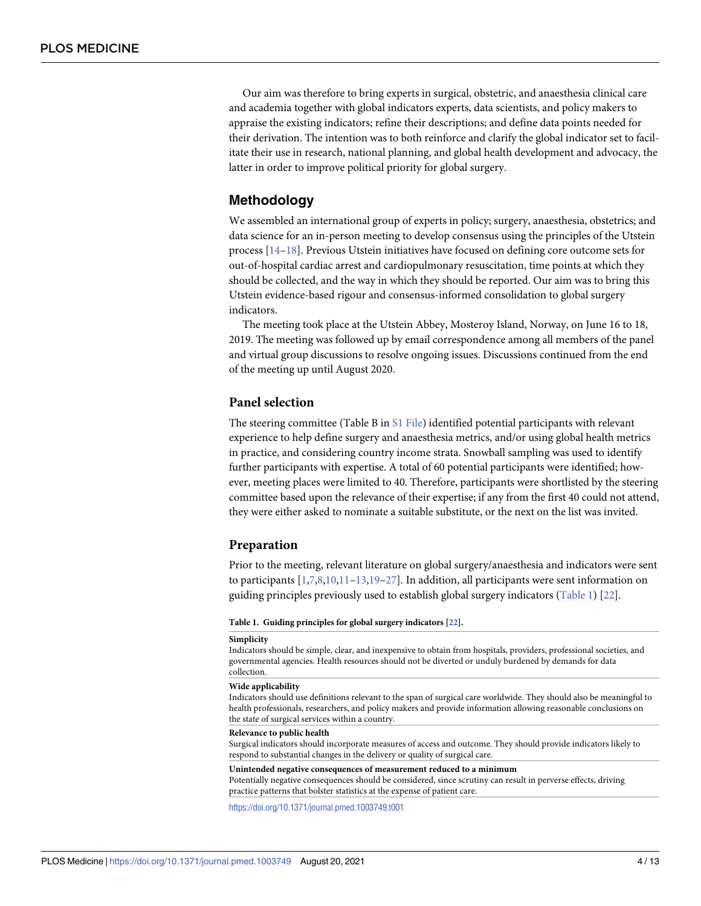Our aim was therefore to bring experts in surgical, obstetric, and anaesthesia clinical care and academia together with global indicators experts, data scientists, and policy makers to appraise the existing indicators; refine their descriptions; and define data points needed for their derivation. The intention was to both reinforce and clarify the global indicator set to facilitate their use in research, national planning, and global health development and advocacy, the latter in order to improve political priority for global surgery.

## Methodology

We assembled an international group of experts in policy; surgery, anaesthesia, obstetrics; and data science for an in-person meeting to develop consensus using the principles of the Utstein process [14–18]. Previous Utstein initiatives have focused on defining core outcome sets for out-of-hospital cardiac arrest and cardiopulmonary resuscitation, time points at which they should be collected, and the way in which they should be reported. Our aim was to bring this Utstein evidence-based rigour and consensus-informed consolidation to global surgery indicators.

The meeting took place at the Utstein Abbey, Mosteroy Island, Norway, on June 16 to 18, 2019. The meeting was followed up by email correspondence among all members of the panel and virtual group discussions to resolve ongoing issues. Discussions continued from the end of the meeting up until August 2020.

### Panel selection

The steering committee (Table B in S1 File) identified potential participants with relevant experience to help define surgery and anaesthesia metrics, and/or using global health metrics in practice, and considering country income strata. Snowball sampling was used to identify further participants with expertise. A total of 60 potential participants were identified; however, meeting places were limited to 40. Therefore, participants were shortlisted by the steering committee based upon the relevance of their expertise; if any from the first 40 could not attend, they were either asked to nominate a suitable substitute, or the next on the list was invited.

### Preparation

Prior to the meeting, relevant literature on global surgery/anaesthesia and indicators were sent to participants [1,7,8,10,11–13,19–27]. In addition, all participants were sent information on guiding principles previously used to establish global surgery indicators (Table 1) [22].

**Table 1. Guiding principles for global surgery indicators [22].**

| |
|---|
| **Simplicity**<br>Indicators should be simple, clear, and inexpensive to obtain from hospitals, providers, professional societies, and governmental agencies. Health resources should not be diverted or unduly burdened by demands for data collection. |
| **Wide applicability**<br>Indicators should use definitions relevant to the span of surgical care worldwide. They should also be meaningful to health professionals, researchers, and policy makers and provide information allowing reasonable conclusions on the state of surgical services within a country. |
| **Relevance to public health**<br>Surgical indicators should incorporate measures of access and outcome. They should provide indicators likely to respond to substantial changes in the delivery or quality of surgical care. |
| **Unintended negative consequences of measurement reduced to a minimum**<br>Potentially negative consequences should be considered, since scrutiny can result in perverse effects, driving practice patterns that bolster statistics at the expense of patient care. |

https://doi.org/10.1371/journal.pmed.1003749.t001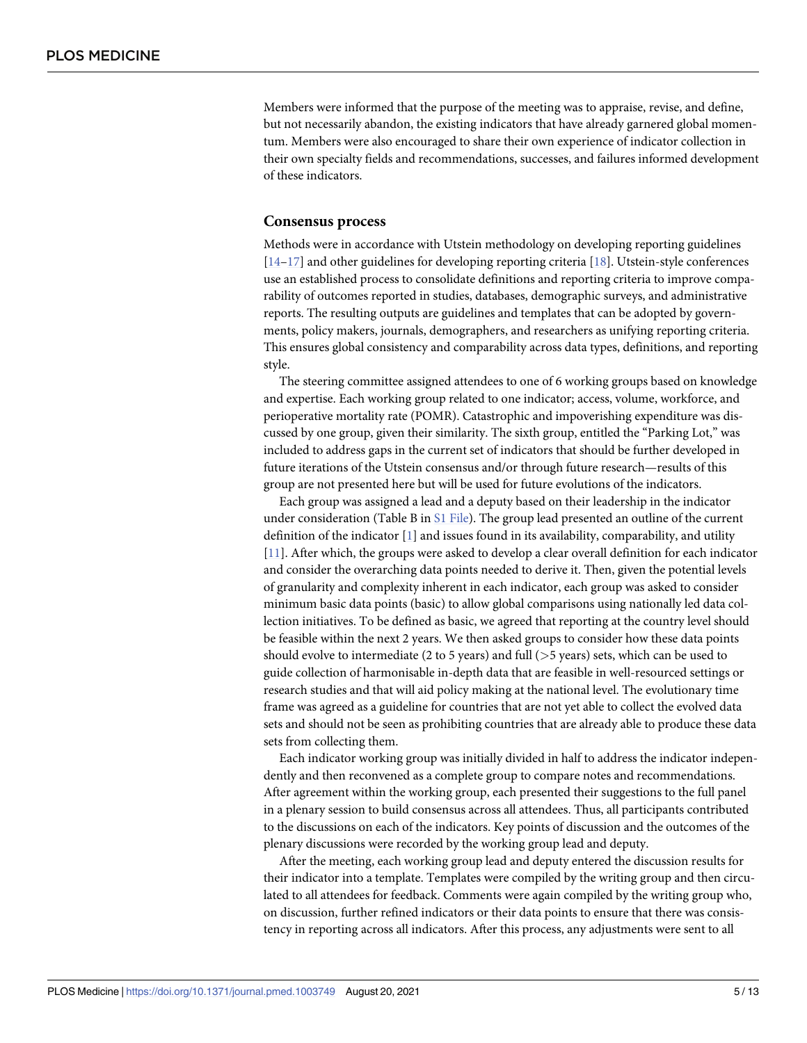Members were informed that the purpose of the meeting was to appraise, revise, and define, but not necessarily abandon, the existing indicators that have already garnered global momentum. Members were also encouraged to share their own experience of indicator collection in their own specialty fields and recommendations, successes, and failures informed development of these indicators.

## Consensus process

Methods were in accordance with Utstein methodology on developing reporting guidelines [14–17] and other guidelines for developing reporting criteria [18]. Utstein-style conferences use an established process to consolidate definitions and reporting criteria to improve comparability of outcomes reported in studies, databases, demographic surveys, and administrative reports. The resulting outputs are guidelines and templates that can be adopted by governments, policy makers, journals, demographers, and researchers as unifying reporting criteria. This ensures global consistency and comparability across data types, definitions, and reporting style.

The steering committee assigned attendees to one of 6 working groups based on knowledge and expertise. Each working group related to one indicator; access, volume, workforce, and perioperative mortality rate (POMR). Catastrophic and impoverishing expenditure was discussed by one group, given their similarity. The sixth group, entitled the "Parking Lot," was included to address gaps in the current set of indicators that should be further developed in future iterations of the Utstein consensus and/or through future research—results of this group are not presented here but will be used for future evolutions of the indicators.

Each group was assigned a lead and a deputy based on their leadership in the indicator under consideration (Table B in S1 File). The group lead presented an outline of the current definition of the indicator [1] and issues found in its availability, comparability, and utility [11]. After which, the groups were asked to develop a clear overall definition for each indicator and consider the overarching data points needed to derive it. Then, given the potential levels of granularity and complexity inherent in each indicator, each group was asked to consider minimum basic data points (basic) to allow global comparisons using nationally led data collection initiatives. To be defined as basic, we agreed that reporting at the country level should be feasible within the next 2 years. We then asked groups to consider how these data points should evolve to intermediate (2 to 5 years) and full (>5 years) sets, which can be used to guide collection of harmonisable in-depth data that are feasible in well-resourced settings or research studies and that will aid policy making at the national level. The evolutionary time frame was agreed as a guideline for countries that are not yet able to collect the evolved data sets and should not be seen as prohibiting countries that are already able to produce these data sets from collecting them.

Each indicator working group was initially divided in half to address the indicator independently and then reconvened as a complete group to compare notes and recommendations. After agreement within the working group, each presented their suggestions to the full panel in a plenary session to build consensus across all attendees. Thus, all participants contributed to the discussions on each of the indicators. Key points of discussion and the outcomes of the plenary discussions were recorded by the working group lead and deputy.

After the meeting, each working group lead and deputy entered the discussion results for their indicator into a template. Templates were compiled by the writing group and then circulated to all attendees for feedback. Comments were again compiled by the writing group who, on discussion, further refined indicators or their data points to ensure that there was consistency in reporting across all indicators. After this process, any adjustments were sent to all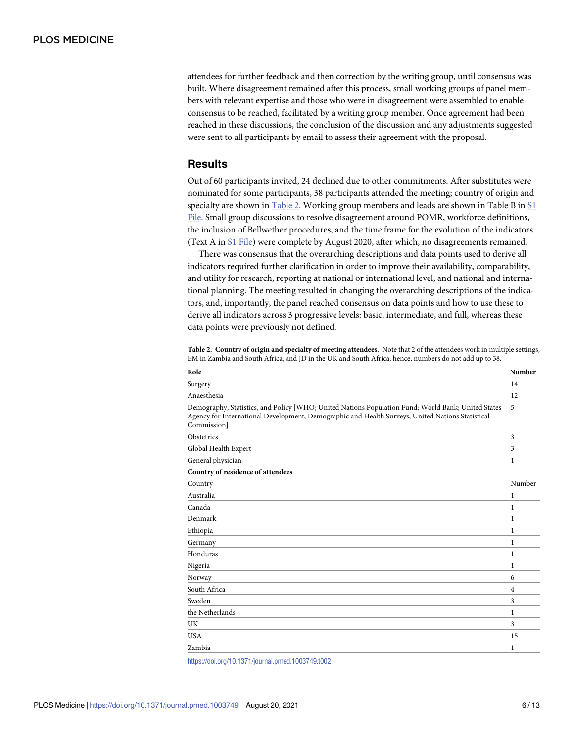attendees for further feedback and then correction by the writing group, until consensus was built. Where disagreement remained after this process, small working groups of panel members with relevant expertise and those who were in disagreement were assembled to enable consensus to be reached, facilitated by a writing group member. Once agreement had been reached in these discussions, the conclusion of the discussion and any adjustments suggested were sent to all participants by email to assess their agreement with the proposal.

## Results

Out of 60 participants invited, 24 declined due to other commitments. After substitutes were nominated for some participants, 38 participants attended the meeting; country of origin and specialty are shown in Table 2. Working group members and leads are shown in Table B in S1 File. Small group discussions to resolve disagreement around POMR, workforce definitions, the inclusion of Bellwether procedures, and the time frame for the evolution of the indicators (Text A in S1 File) were complete by August 2020, after which, no disagreements remained.

There was consensus that the overarching descriptions and data points used to derive all indicators required further clarification in order to improve their availability, comparability, and utility for research, reporting at national or international level, and national and international planning. The meeting resulted in changing the overarching descriptions of the indicators, and, importantly, the panel reached consensus on data points and how to use these to derive all indicators across 3 progressive levels: basic, intermediate, and full, whereas these data points were previously not defined.

**Table 2. Country of origin and specialty of meeting attendees.** Note that 2 of the attendees work in multiple settings, EM in Zambia and South Africa, and JD in the UK and South Africa; hence, numbers do not add up to 38.

| Role | Number |
|---|---|
| Surgery | 14 |
| Anaesthesia | 12 |
| Demography, Statistics, and Policy [WHO; United Nations Population Fund; World Bank; United States Agency for International Development, Demographic and Health Surveys; United Nations Statistical Commission] | 5 |
| Obstetrics | 3 |
| Global Health Expert | 3 |
| General physician | 1 |
| **Country of residence of attendees** | |
| Country | Number |
| Australia | 1 |
| Canada | 1 |
| Denmark | 1 |
| Ethiopia | 1 |
| Germany | 1 |
| Honduras | 1 |
| Nigeria | 1 |
| Norway | 6 |
| South Africa | 4 |
| Sweden | 3 |
| the Netherlands | 1 |
| UK | 3 |
| USA | 15 |
| Zambia | 1 |

https://doi.org/10.1371/journal.pmed.1003749.t002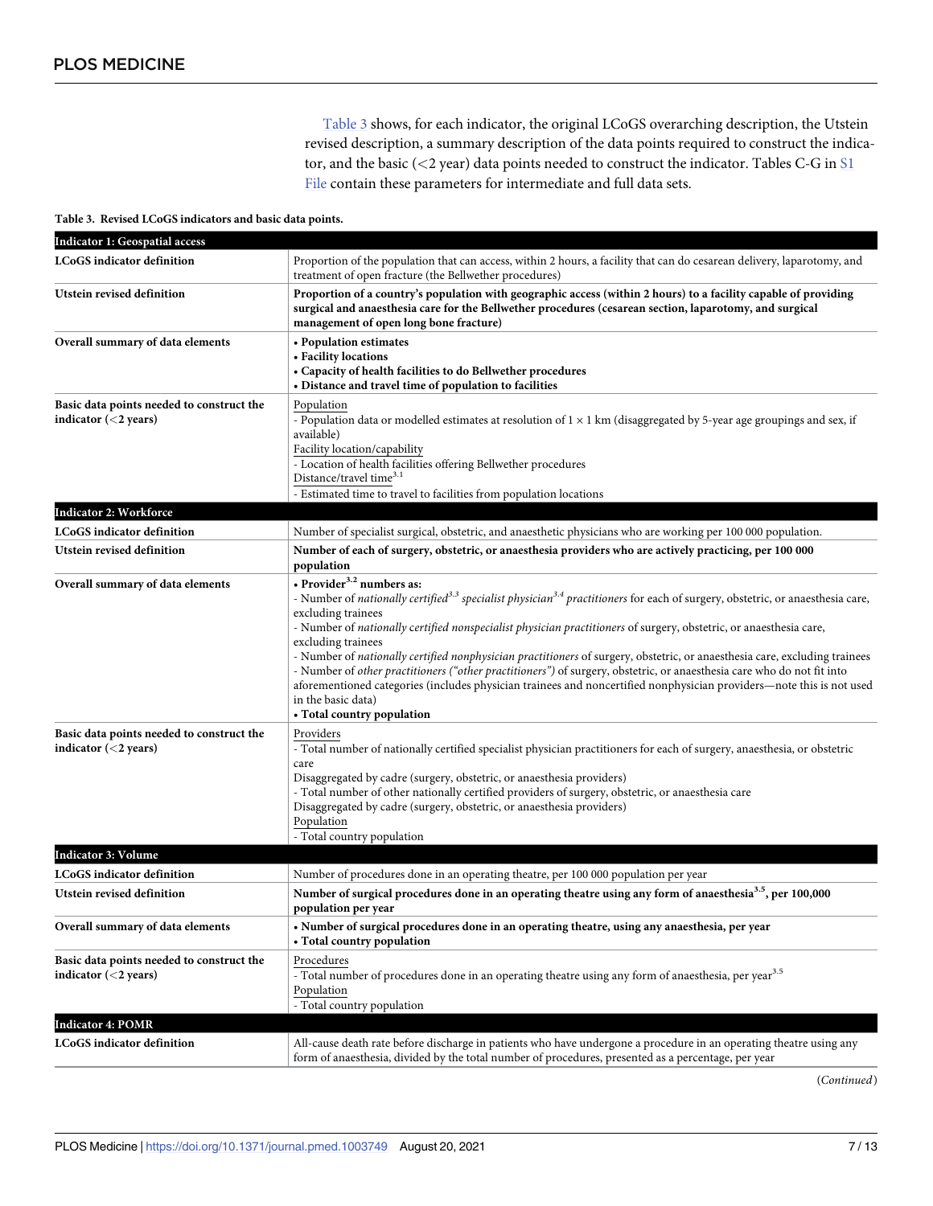Table 3 shows, for each indicator, the original LCoGS overarching description, the Utstein revised description, a summary description of the data points required to construct the indicator, and the basic (<2 year) data points needed to construct the indicator. Tables C-G in S1 File contain these parameters for intermediate and full data sets.

**Table 3. Revised LCoGS indicators and basic data points.**

| **Indicator 1: Geospatial access** | |
|---|---|
| **LCoGS indicator definition** | Proportion of the population that can access, within 2 hours, a facility that can do cesarean delivery, laparotomy, and treatment of open fracture (the Bellwether procedures) |
| **Utstein revised definition** | **Proportion of a country's population with geographic access (within 2 hours) to a facility capable of providing surgical and anaesthesia care for the Bellwether procedures (cesarean section, laparotomy, and surgical management of open long bone fracture)** |
| **Overall summary of data elements** | **• Population estimates**<br>**• Facility locations**<br>**• Capacity of health facilities to do Bellwether procedures**<br>**• Distance and travel time of population to facilities** |
| **Basic data points needed to construct the indicator (<2 years)** | Population<br>- Population data or modelled estimates at resolution of 1 × 1 km (disaggregated by 5-year age groupings and sex, if available)<br>Facility location/capability<br>- Location of health facilities offering Bellwether procedures<br>Distance/travel time[3.1]<br>- Estimated time to travel to facilities from population locations |
| **Indicator 2: Workforce** | |
| **LCoGS indicator definition** | Number of specialist surgical, obstetric, and anaesthetic physicians who are working per 100 000 population. |
| **Utstein revised definition** | **Number of each of surgery, obstetric, or anaesthesia providers who are actively practicing, per 100 000 population** |
| **Overall summary of data elements** | **• Provider[3.2] numbers as:**<br>- Number of *nationally certified*[3.3] *specialist physician*[3.4] *practitioners* for each of surgery, obstetric, or anaesthesia care, excluding trainees<br>- Number of *nationally certified nonspecialist physician practitioners* of surgery, obstetric, or anaesthesia care, excluding trainees<br>- Number of *nationally certified nonphysician practitioners* of surgery, obstetric, or anaesthesia care, excluding trainees<br>- Number of *other practitioners ("other practitioners")* of surgery, obstetric, or anaesthesia care who do not fit into aforementioned categories (includes physician trainees and noncertified nonphysician providers—note this is not used in the basic data)<br>**• Total country population** |
| **Basic data points needed to construct the indicator (<2 years)** | Providers<br>- Total number of nationally certified specialist physician practitioners for each of surgery, anaesthesia, or obstetric care<br>Disaggregated by cadre (surgery, obstetric, or anaesthesia providers)<br>- Total number of other nationally certified providers of surgery, obstetric, or anaesthesia care<br>Disaggregated by cadre (surgery, obstetric, or anaesthesia providers)<br>Population<br>- Total country population |
| **Indicator 3: Volume** | |
| **LCoGS indicator definition** | Number of procedures done in an operating theatre, per 100 000 population per year |
| **Utstein revised definition** | **Number of surgical procedures done in an operating theatre using any form of anaesthesia[3.5], per 100,000 population per year** |
| **Overall summary of data elements** | **• Number of surgical procedures done in an operating theatre, using any anaesthesia, per year**<br>**• Total country population** |
| **Basic data points needed to construct the indicator (<2 years)** | Procedures<br>- Total number of procedures done in an operating theatre using any form of anaesthesia, per year[3.5]<br>Population<br>- Total country population |
| **Indicator 4: POMR** | |
| **LCoGS indicator definition** | All-cause death rate before discharge in patients who have undergone a procedure in an operating theatre using any form of anaesthesia, divided by the total number of procedures, presented as a percentage, per year |

(*Continued*)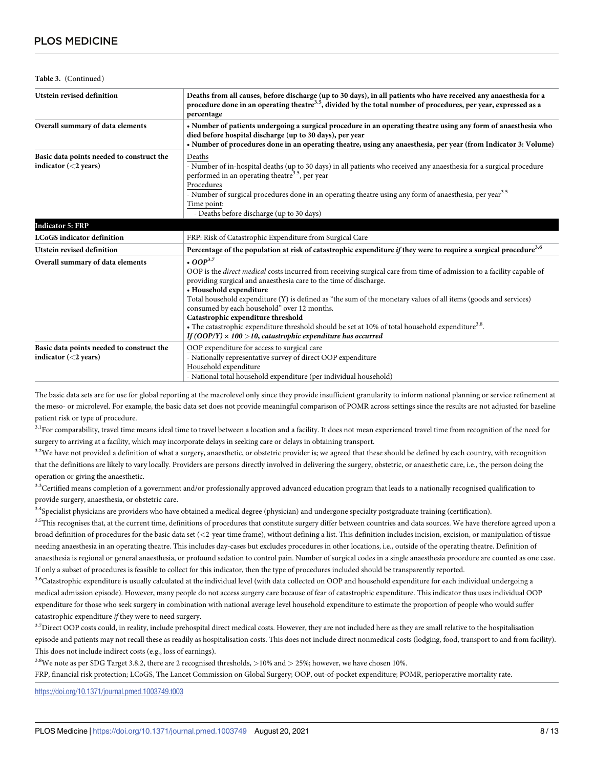**Table 3.** (Continued)

| | |
|---|---|
| **Utstein revised definition** | **Deaths from all causes, before discharge (up to 30 days), in all patients who have received any anaesthesia for a procedure done in an operating theatre[3.5], divided by the total number of procedures, per year, expressed as a percentage** |
| **Overall summary of data elements** | **• Number of patients undergoing a surgical procedure in an operating theatre using any form of anaesthesia who died before hospital discharge (up to 30 days), per year**<br>**• Number of procedures done in an operating theatre, using any anaesthesia, per year (from Indicator 3: Volume)** |
| **Basic data points needed to construct the indicator (<2 years)** | Deaths<br>- Number of in-hospital deaths (up to 30 days) in all patients who received any anaesthesia for a surgical procedure performed in an operating theatre[3.5], per year<br>Procedures<br>- Number of surgical procedures done in an operating theatre using any form of anaesthesia, per year[3.5]<br>Time point:<br>- Deaths before discharge (up to 30 days) |
| **Indicator 5: FRP** | |
| **LCoGS indicator definition** | FRP: Risk of Catastrophic Expenditure from Surgical Care |
| **Utstein revised definition** | **Percentage of the population at risk of catastrophic expenditure *if* they were to require a surgical procedure[3.6]** |
| **Overall summary of data elements** | ***• OOP*[3.7]**<br>OOP is the *direct medical* costs incurred from receiving surgical care from time of admission to a facility capable of providing surgical and anaesthesia care to the time of discharge.<br>**• Household expenditure**<br>Total household expenditure (Y) is defined as "the sum of the monetary values of all items (goods and services) consumed by each household" over 12 months.<br>**Catastrophic expenditure threshold**<br>• The catastrophic expenditure threshold should be set at 10% of total household expenditure[3.8].<br>***If (OOP/Y) × 100 >10, catastrophic expenditure has occurred*** |
| **Basic data points needed to construct the indicator (<2 years)** | OOP expenditure for access to surgical care<br>- Nationally representative survey of direct OOP expenditure<br>Household expenditure<br>- National total household expenditure (per individual household) |

The basic data sets are for use for global reporting at the macrolevel only since they provide insufficient granularity to inform national planning or service refinement at the meso- or microlevel. For example, the basic data set does not provide meaningful comparison of POMR across settings since the results are not adjusted for baseline patient risk or type of procedure.

[3.1]For comparability, travel time means ideal time to travel between a location and a facility. It does not mean experienced travel time from recognition of the need for surgery to arriving at a facility, which may incorporate delays in seeking care or delays in obtaining transport.

[3.2]We have not provided a definition of what a surgery, anaesthetic, or obstetric provider is; we agreed that these should be defined by each country, with recognition that the definitions are likely to vary locally. Providers are persons directly involved in delivering the surgery, obstetric, or anaesthetic care, i.e., the person doing the operation or giving the anaesthetic.

[3.3]Certified means completion of a government and/or professionally approved advanced education program that leads to a nationally recognised qualification to provide surgery, anaesthesia, or obstetric care.

[3.4]Specialist physicians are providers who have obtained a medical degree (physician) and undergone specialty postgraduate training (certification).

[3.5]This recognises that, at the current time, definitions of procedures that constitute surgery differ between countries and data sources. We have therefore agreed upon a broad definition of procedures for the basic data set (<2-year time frame), without defining a list. This definition includes incision, excision, or manipulation of tissue needing anaesthesia in an operating theatre. This includes day-cases but excludes procedures in other locations, i.e., outside of the operating theatre. Definition of anaesthesia is regional or general anaesthesia, or profound sedation to control pain. Number of surgical codes in a single anaesthesia procedure are counted as one case. If only a subset of procedures is feasible to collect for this indicator, then the type of procedures included should be transparently reported.

[3.6]Catastrophic expenditure is usually calculated at the individual level (with data collected on OOP and household expenditure for each individual undergoing a medical admission episode). However, many people do not access surgery care because of fear of catastrophic expenditure. This indicator thus uses individual OOP expenditure for those who seek surgery in combination with national average level household expenditure to estimate the proportion of people who would suffer catastrophic expenditure *if* they were to need surgery.

[3.7]Direct OOP costs could, in reality, include prehospital direct medical costs. However, they are not included here as they are small relative to the hospitalisation episode and patients may not recall these as readily as hospitalisation costs. This does not include direct nonmedical costs (lodging, food, transport to and from facility). This does not include indirect costs (e.g., loss of earnings).

[3.8]We note as per SDG Target 3.8.2, there are 2 recognised thresholds, >10% and > 25%; however, we have chosen 10%.

FRP, financial risk protection; LCoGS, The Lancet Commission on Global Surgery; OOP, out-of-pocket expenditure; POMR, perioperative mortality rate.

https://doi.org/10.1371/journal.pmed.1003749.t003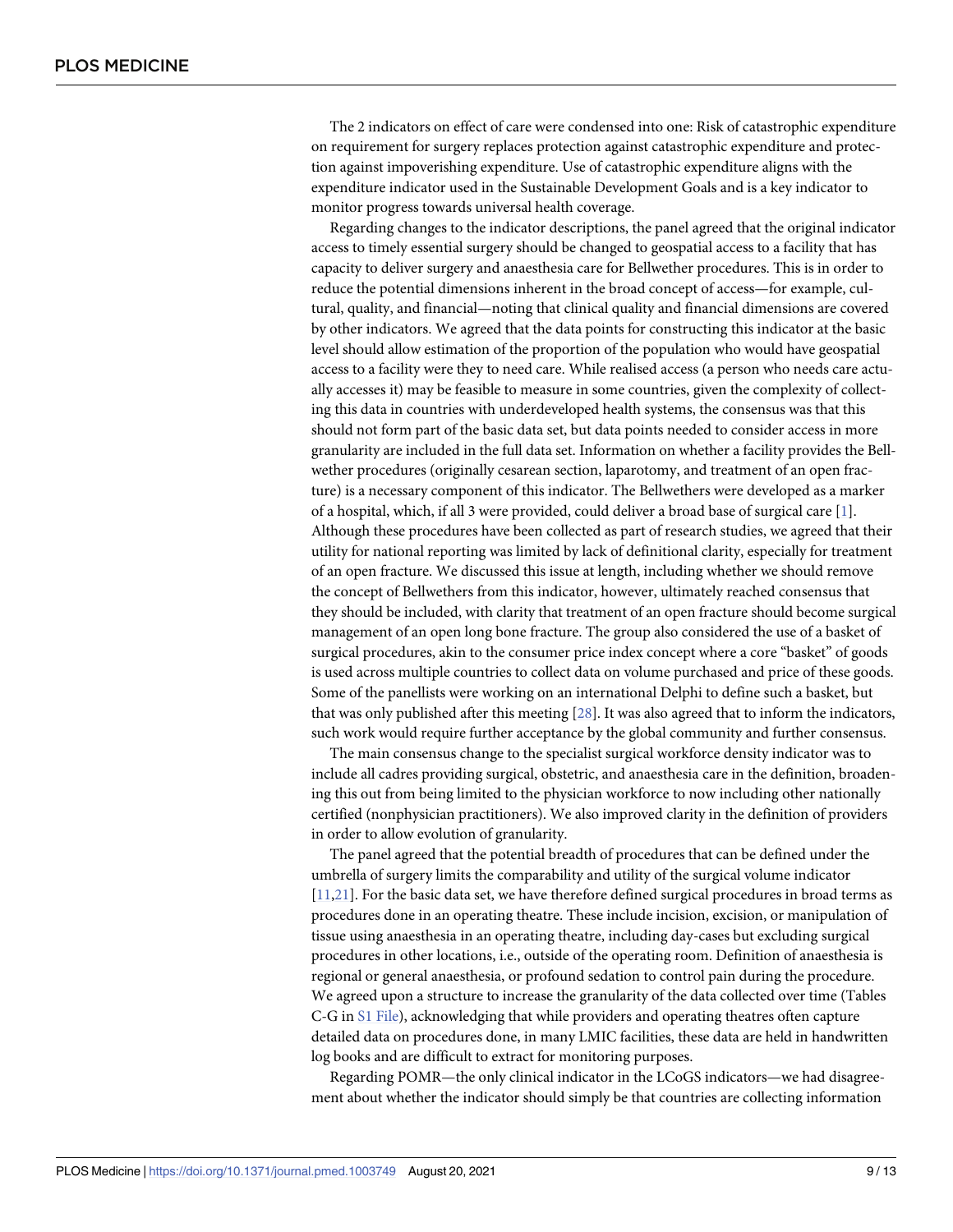The 2 indicators on effect of care were condensed into one: Risk of catastrophic expenditure on requirement for surgery replaces protection against catastrophic expenditure and protection against impoverishing expenditure. Use of catastrophic expenditure aligns with the expenditure indicator used in the Sustainable Development Goals and is a key indicator to monitor progress towards universal health coverage.

Regarding changes to the indicator descriptions, the panel agreed that the original indicator access to timely essential surgery should be changed to geospatial access to a facility that has capacity to deliver surgery and anaesthesia care for Bellwether procedures. This is in order to reduce the potential dimensions inherent in the broad concept of access—for example, cultural, quality, and financial—noting that clinical quality and financial dimensions are covered by other indicators. We agreed that the data points for constructing this indicator at the basic level should allow estimation of the proportion of the population who would have geospatial access to a facility were they to need care. While realised access (a person who needs care actually accesses it) may be feasible to measure in some countries, given the complexity of collecting this data in countries with underdeveloped health systems, the consensus was that this should not form part of the basic data set, but data points needed to consider access in more granularity are included in the full data set. Information on whether a facility provides the Bellwether procedures (originally cesarean section, laparotomy, and treatment of an open fracture) is a necessary component of this indicator. The Bellwethers were developed as a marker of a hospital, which, if all 3 were provided, could deliver a broad base of surgical care [1]. Although these procedures have been collected as part of research studies, we agreed that their utility for national reporting was limited by lack of definitional clarity, especially for treatment of an open fracture. We discussed this issue at length, including whether we should remove the concept of Bellwethers from this indicator, however, ultimately reached consensus that they should be included, with clarity that treatment of an open fracture should become surgical management of an open long bone fracture. The group also considered the use of a basket of surgical procedures, akin to the consumer price index concept where a core "basket" of goods is used across multiple countries to collect data on volume purchased and price of these goods. Some of the panellists were working on an international Delphi to define such a basket, but that was only published after this meeting [28]. It was also agreed that to inform the indicators, such work would require further acceptance by the global community and further consensus.

The main consensus change to the specialist surgical workforce density indicator was to include all cadres providing surgical, obstetric, and anaesthesia care in the definition, broadening this out from being limited to the physician workforce to now including other nationally certified (nonphysician practitioners). We also improved clarity in the definition of providers in order to allow evolution of granularity.

The panel agreed that the potential breadth of procedures that can be defined under the umbrella of surgery limits the comparability and utility of the surgical volume indicator [11,21]. For the basic data set, we have therefore defined surgical procedures in broad terms as procedures done in an operating theatre. These include incision, excision, or manipulation of tissue using anaesthesia in an operating theatre, including day-cases but excluding surgical procedures in other locations, i.e., outside of the operating room. Definition of anaesthesia is regional or general anaesthesia, or profound sedation to control pain during the procedure. We agreed upon a structure to increase the granularity of the data collected over time (Tables C-G in S1 File), acknowledging that while providers and operating theatres often capture detailed data on procedures done, in many LMIC facilities, these data are held in handwritten log books and are difficult to extract for monitoring purposes.

Regarding POMR—the only clinical indicator in the LCoGS indicators—we had disagreement about whether the indicator should simply be that countries are collecting information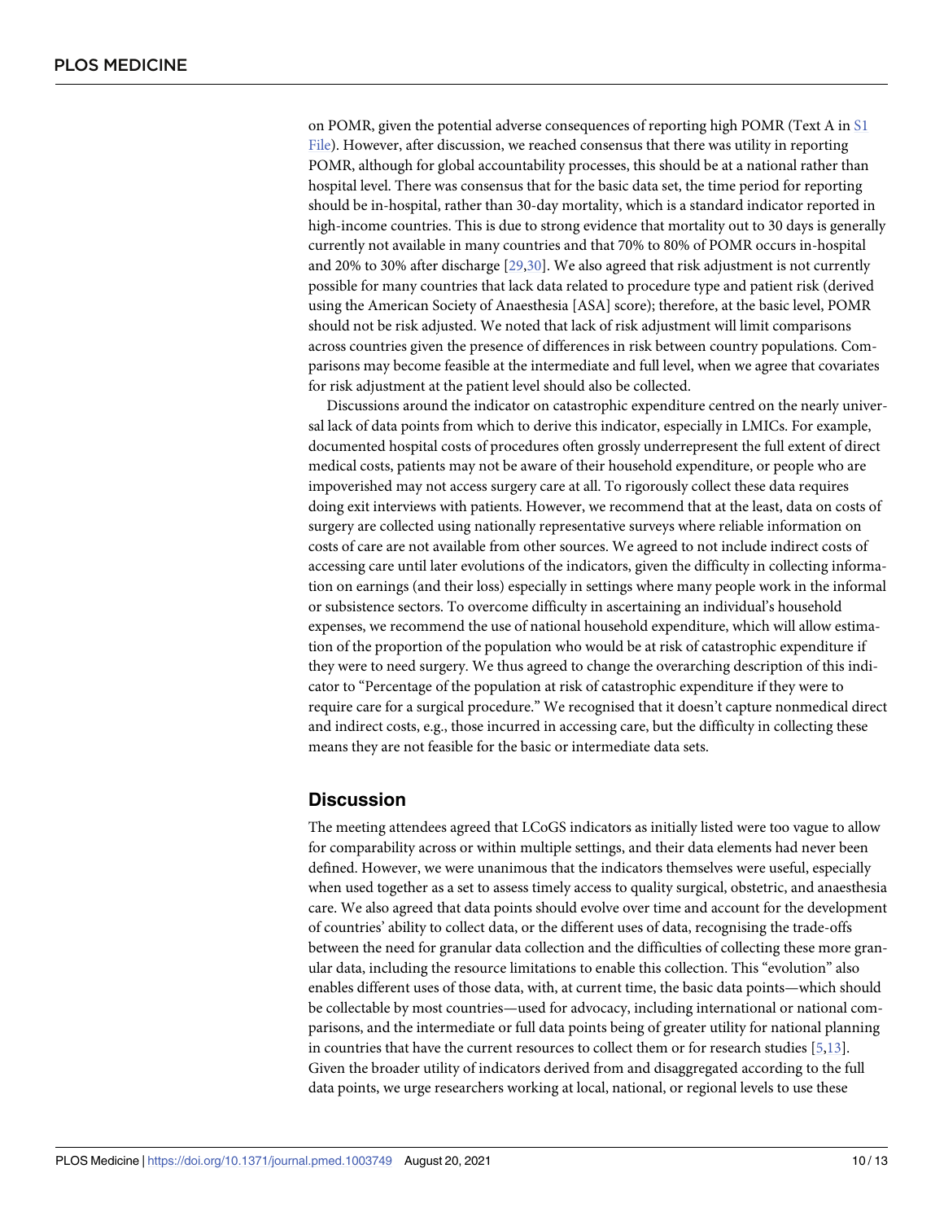on POMR, given the potential adverse consequences of reporting high POMR (Text A in S1 File). However, after discussion, we reached consensus that there was utility in reporting POMR, although for global accountability processes, this should be at a national rather than hospital level. There was consensus that for the basic data set, the time period for reporting should be in-hospital, rather than 30-day mortality, which is a standard indicator reported in high-income countries. This is due to strong evidence that mortality out to 30 days is generally currently not available in many countries and that 70% to 80% of POMR occurs in-hospital and 20% to 30% after discharge [29,30]. We also agreed that risk adjustment is not currently possible for many countries that lack data related to procedure type and patient risk (derived using the American Society of Anaesthesia [ASA] score); therefore, at the basic level, POMR should not be risk adjusted. We noted that lack of risk adjustment will limit comparisons across countries given the presence of differences in risk between country populations. Comparisons may become feasible at the intermediate and full level, when we agree that covariates for risk adjustment at the patient level should also be collected.

Discussions around the indicator on catastrophic expenditure centred on the nearly universal lack of data points from which to derive this indicator, especially in LMICs. For example, documented hospital costs of procedures often grossly underrepresent the full extent of direct medical costs, patients may not be aware of their household expenditure, or people who are impoverished may not access surgery care at all. To rigorously collect these data requires doing exit interviews with patients. However, we recommend that at the least, data on costs of surgery are collected using nationally representative surveys where reliable information on costs of care are not available from other sources. We agreed to not include indirect costs of accessing care until later evolutions of the indicators, given the difficulty in collecting information on earnings (and their loss) especially in settings where many people work in the informal or subsistence sectors. To overcome difficulty in ascertaining an individual's household expenses, we recommend the use of national household expenditure, which will allow estimation of the proportion of the population who would be at risk of catastrophic expenditure if they were to need surgery. We thus agreed to change the overarching description of this indicator to "Percentage of the population at risk of catastrophic expenditure if they were to require care for a surgical procedure." We recognised that it doesn't capture nonmedical direct and indirect costs, e.g., those incurred in accessing care, but the difficulty in collecting these means they are not feasible for the basic or intermediate data sets.

## Discussion

The meeting attendees agreed that LCoGS indicators as initially listed were too vague to allow for comparability across or within multiple settings, and their data elements had never been defined. However, we were unanimous that the indicators themselves were useful, especially when used together as a set to assess timely access to quality surgical, obstetric, and anaesthesia care. We also agreed that data points should evolve over time and account for the development of countries' ability to collect data, or the different uses of data, recognising the trade-offs between the need for granular data collection and the difficulties of collecting these more granular data, including the resource limitations to enable this collection. This "evolution" also enables different uses of those data, with, at current time, the basic data points—which should be collectable by most countries—used for advocacy, including international or national comparisons, and the intermediate or full data points being of greater utility for national planning in countries that have the current resources to collect them or for research studies [5,13]. Given the broader utility of indicators derived from and disaggregated according to the full data points, we urge researchers working at local, national, or regional levels to use these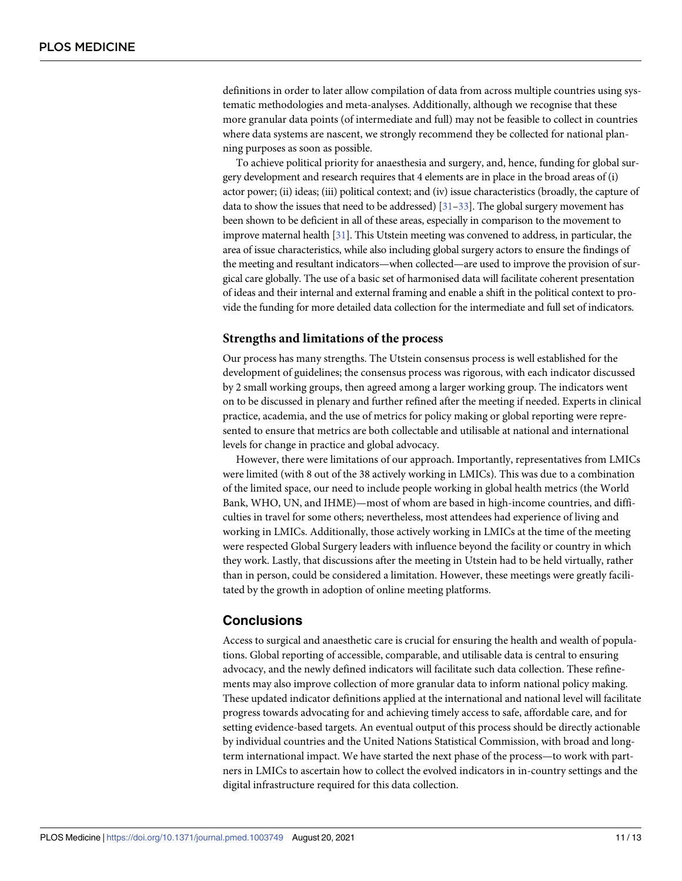definitions in order to later allow compilation of data from across multiple countries using systematic methodologies and meta-analyses. Additionally, although we recognise that these more granular data points (of intermediate and full) may not be feasible to collect in countries where data systems are nascent, we strongly recommend they be collected for national planning purposes as soon as possible.

To achieve political priority for anaesthesia and surgery, and, hence, funding for global surgery development and research requires that 4 elements are in place in the broad areas of (i) actor power; (ii) ideas; (iii) political context; and (iv) issue characteristics (broadly, the capture of data to show the issues that need to be addressed) [31–33]. The global surgery movement has been shown to be deficient in all of these areas, especially in comparison to the movement to improve maternal health [31]. This Utstein meeting was convened to address, in particular, the area of issue characteristics, while also including global surgery actors to ensure the findings of the meeting and resultant indicators—when collected—are used to improve the provision of surgical care globally. The use of a basic set of harmonised data will facilitate coherent presentation of ideas and their internal and external framing and enable a shift in the political context to provide the funding for more detailed data collection for the intermediate and full set of indicators.

### Strengths and limitations of the process

Our process has many strengths. The Utstein consensus process is well established for the development of guidelines; the consensus process was rigorous, with each indicator discussed by 2 small working groups, then agreed among a larger working group. The indicators went on to be discussed in plenary and further refined after the meeting if needed. Experts in clinical practice, academia, and the use of metrics for policy making or global reporting were represented to ensure that metrics are both collectable and utilisable at national and international levels for change in practice and global advocacy.

However, there were limitations of our approach. Importantly, representatives from LMICs were limited (with 8 out of the 38 actively working in LMICs). This was due to a combination of the limited space, our need to include people working in global health metrics (the World Bank, WHO, UN, and IHME)—most of whom are based in high-income countries, and difficulties in travel for some others; nevertheless, most attendees had experience of living and working in LMICs. Additionally, those actively working in LMICs at the time of the meeting were respected Global Surgery leaders with influence beyond the facility or country in which they work. Lastly, that discussions after the meeting in Utstein had to be held virtually, rather than in person, could be considered a limitation. However, these meetings were greatly facilitated by the growth in adoption of online meeting platforms.

## Conclusions

Access to surgical and anaesthetic care is crucial for ensuring the health and wealth of populations. Global reporting of accessible, comparable, and utilisable data is central to ensuring advocacy, and the newly defined indicators will facilitate such data collection. These refinements may also improve collection of more granular data to inform national policy making. These updated indicator definitions applied at the international and national level will facilitate progress towards advocating for and achieving timely access to safe, affordable care, and for setting evidence-based targets. An eventual output of this process should be directly actionable by individual countries and the United Nations Statistical Commission, with broad and long-term international impact. We have started the next phase of the process—to work with partners in LMICs to ascertain how to collect the evolved indicators in in-country settings and the digital infrastructure required for this data collection.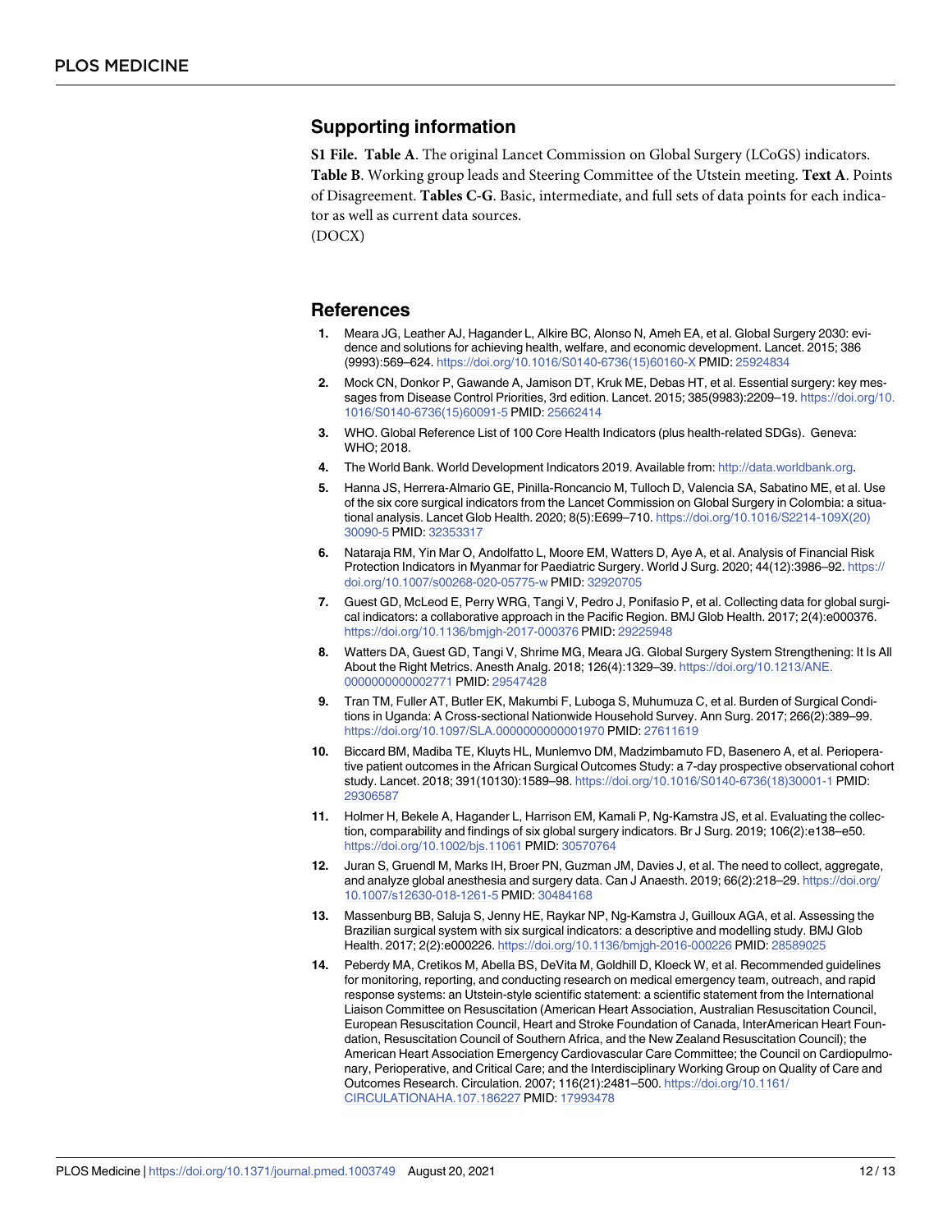## Supporting information

**S1 File. Table A**. The original Lancet Commission on Global Surgery (LCoGS) indicators. **Table B**. Working group leads and Steering Committee of the Utstein meeting. **Text A**. Points of Disagreement. **Tables C-G**. Basic, intermediate, and full sets of data points for each indicator as well as current data sources.
(DOCX)

## References

1. Meara JG, Leather AJ, Hagander L, Alkire BC, Alonso N, Ameh EA, et al. Global Surgery 2030: evidence and solutions for achieving health, welfare, and economic development. Lancet. 2015; 386 (9993):569–624. https://doi.org/10.1016/S0140-6736(15)60160-X PMID: 25924834
2. Mock CN, Donkor P, Gawande A, Jamison DT, Kruk ME, Debas HT, et al. Essential surgery: key messages from Disease Control Priorities, 3rd edition. Lancet. 2015; 385(9983):2209–19. https://doi.org/10.1016/S0140-6736(15)60091-5 PMID: 25662414
3. WHO. Global Reference List of 100 Core Health Indicators (plus health-related SDGs). Geneva: WHO; 2018.
4. The World Bank. World Development Indicators 2019. Available from: http://data.worldbank.org.
5. Hanna JS, Herrera-Almario GE, Pinilla-Roncancio M, Tulloch D, Valencia SA, Sabatino ME, et al. Use of the six core surgical indicators from the Lancet Commission on Global Surgery in Colombia: a situational analysis. Lancet Glob Health. 2020; 8(5):E699–710. https://doi.org/10.1016/S2214-109X(20)30090-5 PMID: 32353317
6. Nataraja RM, Yin Mar O, Andolfatto L, Moore EM, Watters D, Aye A, et al. Analysis of Financial Risk Protection Indicators in Myanmar for Paediatric Surgery. World J Surg. 2020; 44(12):3986–92. https://doi.org/10.1007/s00268-020-05775-w PMID: 32920705
7. Guest GD, McLeod E, Perry WRG, Tangi V, Pedro J, Ponifasio P, et al. Collecting data for global surgical indicators: a collaborative approach in the Pacific Region. BMJ Glob Health. 2017; 2(4):e000376. https://doi.org/10.1136/bmjgh-2017-000376 PMID: 29225948
8. Watters DA, Guest GD, Tangi V, Shrime MG, Meara JG. Global Surgery System Strengthening: It Is All About the Right Metrics. Anesth Analg. 2018; 126(4):1329–39. https://doi.org/10.1213/ANE.0000000000002771 PMID: 29547428
9. Tran TM, Fuller AT, Butler EK, Makumbi F, Luboga S, Muhumuza C, et al. Burden of Surgical Conditions in Uganda: A Cross-sectional Nationwide Household Survey. Ann Surg. 2017; 266(2):389–99. https://doi.org/10.1097/SLA.0000000000001970 PMID: 27611619
10. Biccard BM, Madiba TE, Kluyts HL, Munlemvo DM, Madzimbamuto FD, Basenero A, et al. Perioperative patient outcomes in the African Surgical Outcomes Study: a 7-day prospective observational cohort study. Lancet. 2018; 391(10130):1589–98. https://doi.org/10.1016/S0140-6736(18)30001-1 PMID: 29306587
11. Holmer H, Bekele A, Hagander L, Harrison EM, Kamali P, Ng-Kamstra JS, et al. Evaluating the collection, comparability and findings of six global surgery indicators. Br J Surg. 2019; 106(2):e138–e50. https://doi.org/10.1002/bjs.11061 PMID: 30570764
12. Juran S, Gruendl M, Marks IH, Broer PN, Guzman JM, Davies J, et al. The need to collect, aggregate, and analyze global anesthesia and surgery data. Can J Anaesth. 2019; 66(2):218–29. https://doi.org/10.1007/s12630-018-1261-5 PMID: 30484168
13. Massenburg BB, Saluja S, Jenny HE, Raykar NP, Ng-Kamstra J, Guilloux AGA, et al. Assessing the Brazilian surgical system with six surgical indicators: a descriptive and modelling study. BMJ Glob Health. 2017; 2(2):e000226. https://doi.org/10.1136/bmjgh-2016-000226 PMID: 28589025
14. Peberdy MA, Cretikos M, Abella BS, DeVita M, Goldhill D, Kloeck W, et al. Recommended guidelines for monitoring, reporting, and conducting research on medical emergency team, outreach, and rapid response systems: an Utstein-style scientific statement: a scientific statement from the International Liaison Committee on Resuscitation (American Heart Association, Australian Resuscitation Council, European Resuscitation Council, Heart and Stroke Foundation of Canada, InterAmerican Heart Foundation, Resuscitation Council of Southern Africa, and the New Zealand Resuscitation Council); the American Heart Association Emergency Cardiovascular Care Committee; the Council on Cardiopulmonary, Perioperative, and Critical Care; and the Interdisciplinary Working Group on Quality of Care and Outcomes Research. Circulation. 2007; 116(21):2481–500. https://doi.org/10.1161/CIRCULATIONAHA.107.186227 PMID: 17993478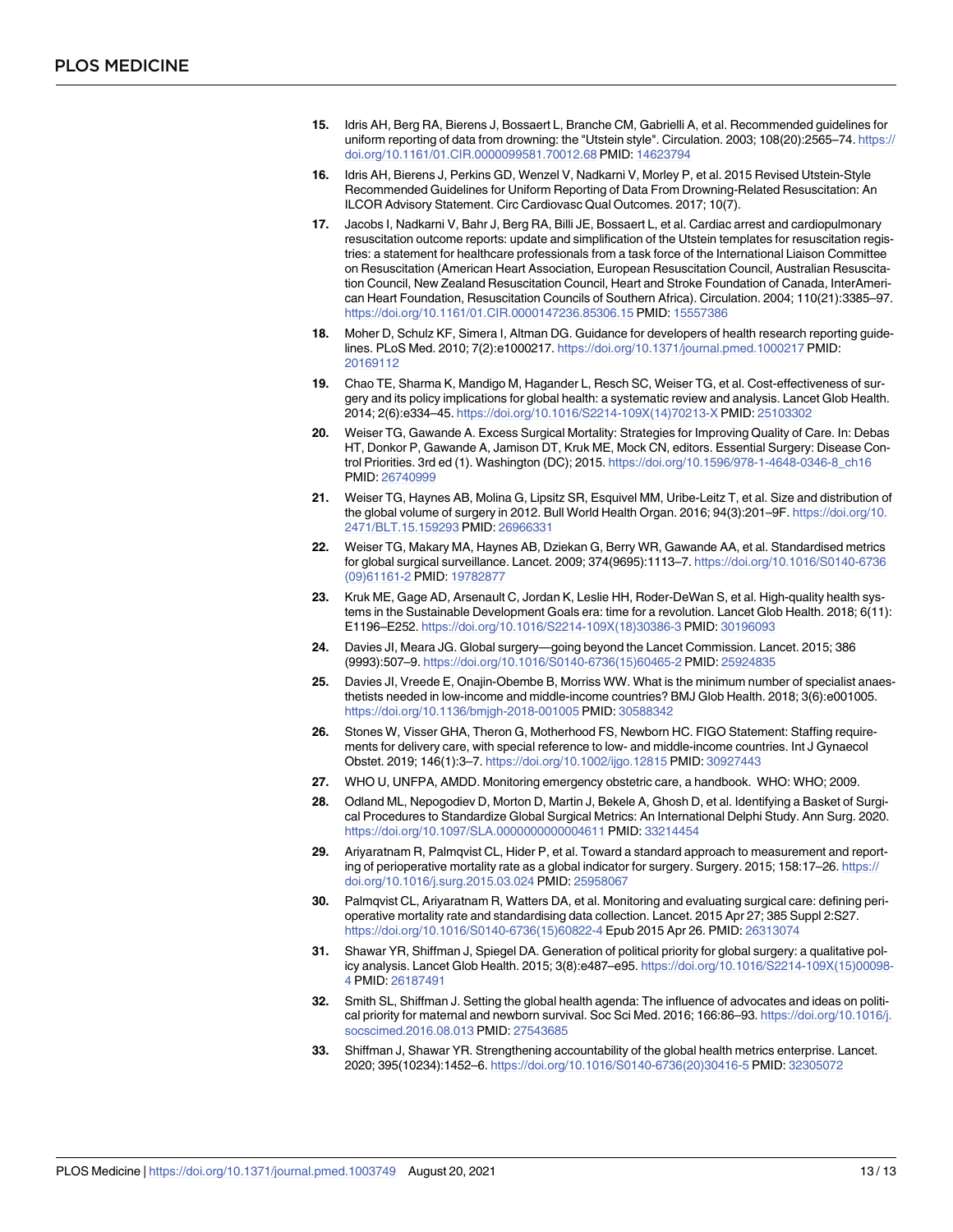15. Idris AH, Berg RA, Bierens J, Bossaert L, Branche CM, Gabrielli A, et al. Recommended guidelines for uniform reporting of data from drowning: the "Utstein style". Circulation. 2003; 108(20):2565–74. https://doi.org/10.1161/01.CIR.0000099581.70012.68 PMID: 14623794

16. Idris AH, Bierens J, Perkins GD, Wenzel V, Nadkarni V, Morley P, et al. 2015 Revised Utstein-Style Recommended Guidelines for Uniform Reporting of Data From Drowning-Related Resuscitation: An ILCOR Advisory Statement. Circ Cardiovasc Qual Outcomes. 2017; 10(7).

17. Jacobs I, Nadkarni V, Bahr J, Berg RA, Billi JE, Bossaert L, et al. Cardiac arrest and cardiopulmonary resuscitation outcome reports: update and simplification of the Utstein templates for resuscitation registries: a statement for healthcare professionals from a task force of the International Liaison Committee on Resuscitation (American Heart Association, European Resuscitation Council, Australian Resuscitation Council, New Zealand Resuscitation Council, Heart and Stroke Foundation of Canada, InterAmerican Heart Foundation, Resuscitation Councils of Southern Africa). Circulation. 2004; 110(21):3385–97. https://doi.org/10.1161/01.CIR.0000147236.85306.15 PMID: 15557386

18. Moher D, Schulz KF, Simera I, Altman DG. Guidance for developers of health research reporting guidelines. PLoS Med. 2010; 7(2):e1000217. https://doi.org/10.1371/journal.pmed.1000217 PMID: 20169112

19. Chao TE, Sharma K, Mandigo M, Hagander L, Resch SC, Weiser TG, et al. Cost-effectiveness of surgery and its policy implications for global health: a systematic review and analysis. Lancet Glob Health. 2014; 2(6):e334–45. https://doi.org/10.1016/S2214-109X(14)70213-X PMID: 25103302

20. Weiser TG, Gawande A. Excess Surgical Mortality: Strategies for Improving Quality of Care. In: Debas HT, Donkor P, Gawande A, Jamison DT, Kruk ME, Mock CN, editors. Essential Surgery: Disease Control Priorities. 3rd ed (1). Washington (DC); 2015. https://doi.org/10.1596/978-1-4648-0346-8_ch16 PMID: 26740999

21. Weiser TG, Haynes AB, Molina G, Lipsitz SR, Esquivel MM, Uribe-Leitz T, et al. Size and distribution of the global volume of surgery in 2012. Bull World Health Organ. 2016; 94(3):201–9F. https://doi.org/10.2471/BLT.15.159293 PMID: 26966331

22. Weiser TG, Makary MA, Haynes AB, Dziekan G, Berry WR, Gawande AA, et al. Standardised metrics for global surgical surveillance. Lancet. 2009; 374(9695):1113–7. https://doi.org/10.1016/S0140-6736(09)61161-2 PMID: 19782877

23. Kruk ME, Gage AD, Arsenault C, Jordan K, Leslie HH, Roder-DeWan S, et al. High-quality health systems in the Sustainable Development Goals era: time for a revolution. Lancet Glob Health. 2018; 6(11):E1196–E252. https://doi.org/10.1016/S2214-109X(18)30386-3 PMID: 30196093

24. Davies JI, Meara JG. Global surgery—going beyond the Lancet Commission. Lancet. 2015; 386(9993):507–9. https://doi.org/10.1016/S0140-6736(15)60465-2 PMID: 25924835

25. Davies JI, Vreede E, Onajin-Obembe B, Morriss WW. What is the minimum number of specialist anaesthetists needed in low-income and middle-income countries? BMJ Glob Health. 2018; 3(6):e001005. https://doi.org/10.1136/bmjgh-2018-001005 PMID: 30588342

26. Stones W, Visser GHA, Theron G, Motherhood FS, Newborn HC. FIGO Statement: Staffing requirements for delivery care, with special reference to low- and middle-income countries. Int J Gynaecol Obstet. 2019; 146(1):3–7. https://doi.org/10.1002/ijgo.12815 PMID: 30927443

27. WHO U, UNFPA, AMDD. Monitoring emergency obstetric care, a handbook. WHO: WHO; 2009.

28. Odland ML, Nepogodiev D, Morton D, Martin J, Bekele A, Ghosh D, et al. Identifying a Basket of Surgical Procedures to Standardize Global Surgical Metrics: An International Delphi Study. Ann Surg. 2020. https://doi.org/10.1097/SLA.0000000000004611 PMID: 33214454

29. Ariyaratnam R, Palmqvist CL, Hider P, et al. Toward a standard approach to measurement and reporting of perioperative mortality rate as a global indicator for surgery. Surgery. 2015; 158:17–26. https://doi.org/10.1016/j.surg.2015.03.024 PMID: 25958067

30. Palmqvist CL, Ariyaratnam R, Watters DA, et al. Monitoring and evaluating surgical care: defining perioperative mortality rate and standardising data collection. Lancet. 2015 Apr 27; 385 Suppl 2:S27. https://doi.org/10.1016/S0140-6736(15)60822-4 Epub 2015 Apr 26. PMID: 26313074

31. Shawar YR, Shiffman J, Spiegel DA. Generation of political priority for global surgery: a qualitative policy analysis. Lancet Glob Health. 2015; 3(8):e487–e95. https://doi.org/10.1016/S2214-109X(15)00098-4 PMID: 26187491

32. Smith SL, Shiffman J. Setting the global health agenda: The influence of advocates and ideas on political priority for maternal and newborn survival. Soc Sci Med. 2016; 166:86–93. https://doi.org/10.1016/j.socscimed.2016.08.013 PMID: 27543685

33. Shiffman J, Shawar YR. Strengthening accountability of the global health metrics enterprise. Lancet. 2020; 395(10234):1452–6. https://doi.org/10.1016/S0140-6736(20)30416-5 PMID: 32305072